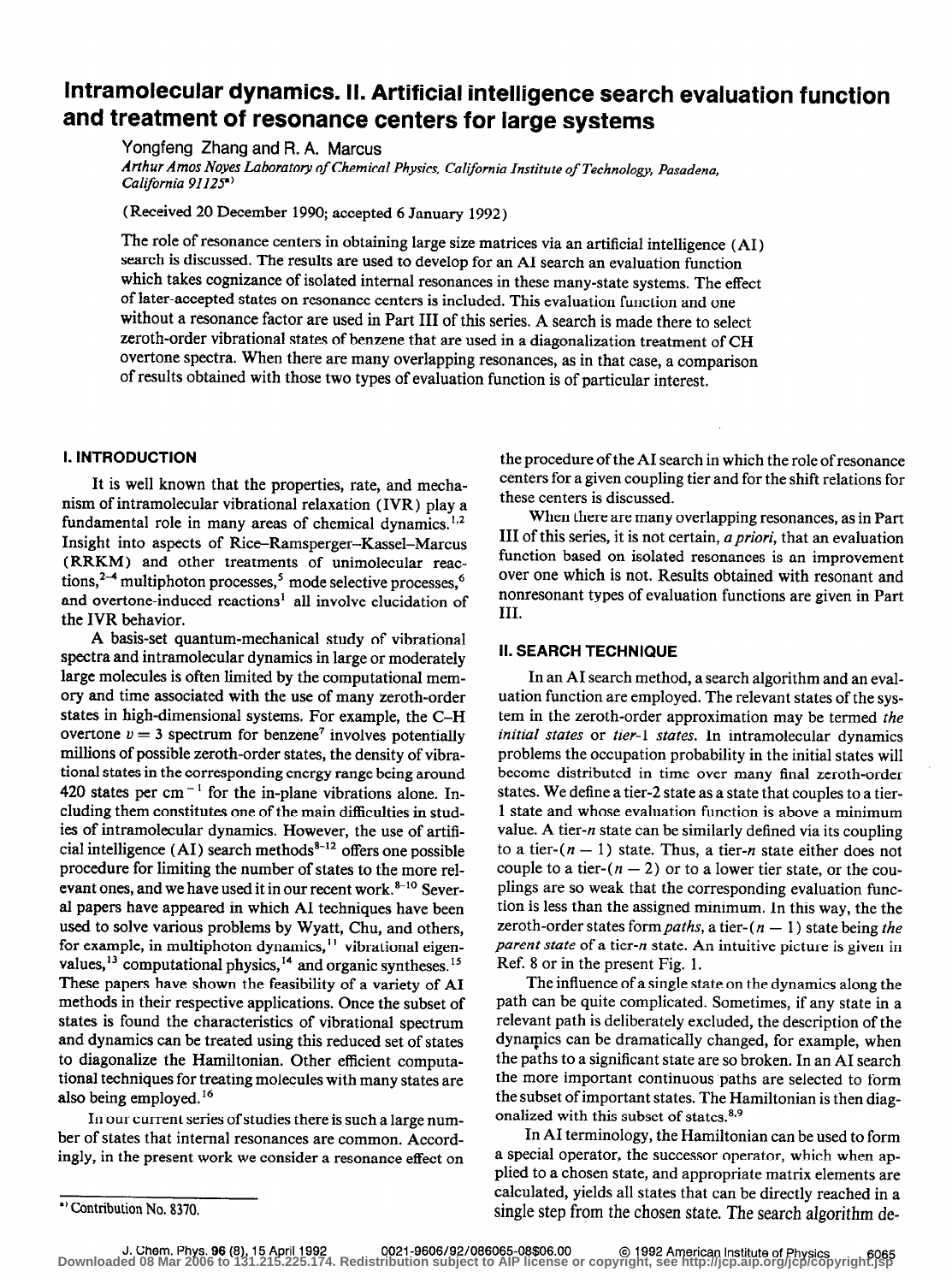# Intramolecular dynamics. II. Artificial intelligence search evaluation function and treatment of resonance centers for large systems

Yongfeng Zhang and R. A. Marcus

*Arthur Amos Noyes Laboratory of Chemical Physics, California Institute of Technology, Pasadena, California 91125*[a]

(Received 20 December 1990; accepted 6 January 1992)

The role of resonance centers in obtaining large size matrices via an artificial intelligence (AI) search is discussed. The results are used to develop for an AI search an evaluation function which takes cognizance of isolated internal resonances in these many-state systems. The effect of later-accepted states on resonance centers is included. This evaluation function and one without a resonance factor are used in Part III of this series. A search is made there to select zeroth-order vibrational states of benzene that are used in a diagonalization treatment of CH overtone spectra. When there are many overlapping resonances, as in that case, a comparison of results obtained with those two types of evaluation function is of particular interest.

## I. INTRODUCTION

It is well known that the properties, rate, and mechanism of intramolecular vibrational relaxation (IVR) play a fundamental role in many areas of chemical dynamics.[1,2] Insight into aspects of Rice–Ramsperger–Kassel–Marcus (RRKM) and other treatments of unimolecular reactions,[2-4] multiphoton processes,[5] mode selective processes,[6] and overtone-induced reactions[1] all involve elucidation of the IVR behavior.

A basis-set quantum-mechanical study of vibrational spectra and intramolecular dynamics in large or moderately large molecules is often limited by the computational memory and time associated with the use of many zeroth-order states in high-dimensional systems. For example, the C–H overtone $v = 3$ spectrum for benzene[7] involves potentially millions of possible zeroth-order states, the density of vibrational states in the corresponding energy range being around 420 states per $cm^{-1}$ for the in-plane vibrations alone. Including them constitutes one of the main difficulties in studies of intramolecular dynamics. However, the use of artificial intelligence (AI) search methods[8-12] offers one possible procedure for limiting the number of states to the more relevant ones, and we have used it in our recent work.[8-10] Several papers have appeared in which AI techniques have been used to solve various problems by Wyatt, Chu, and others, for example, in multiphoton dynamics,[11] vibrational eigenvalues,[13] computational physics,[14] and organic syntheses.[15] These papers have shown the feasibility of a variety of AI methods in their respective applications. Once the subset of states is found the characteristics of vibrational spectrum and dynamics can be treated using this reduced set of states to diagonalize the Hamiltonian. Other efficient computational techniques for treating molecules with many states are also being employed.[16]

In our current series of studies there is such a large number of states that internal resonances are common. Accordingly, in the present work we consider a resonance effect on the procedure of the AI search in which the role of resonance centers for a given coupling tier and for the shift relations for these centers is discussed.

When there are many overlapping resonances, as in Part III of this series, it is not certain, *a priori*, that an evaluation function based on isolated resonances is an improvement over one which is not. Results obtained with resonant and nonresonant types of evaluation functions are given in Part III.

## II. SEARCH TECHNIQUE

In an AI search method, a search algorithm and an evaluation function are employed. The relevant states of the system in the zeroth-order approximation may be termed *the initial states* or *tier-1 states*. In intramolecular dynamics problems the occupation probability in the initial states will become distributed in time over many final zeroth-order states. We define a tier-2 state as a state that couples to a tier-1 state and whose evaluation function is above a minimum value. A tier-$n$ state can be similarly defined via its coupling to a tier-$(n-1)$ state. Thus, a tier-$n$ state either does not couple to a tier-$(n-2)$ or to a lower tier state, or the couplings are so weak that the corresponding evaluation function is less than the assigned minimum. In this way, the the zeroth-order states form *paths*, a tier-$(n-1)$ state being *the parent state* of a tier-$n$ state. An intuitive picture is given in Ref. 8 or in the present Fig. 1.

The influence of a single state on the dynamics along the path can be quite complicated. Sometimes, if any state in a relevant path is deliberately excluded, the description of the dynamics can be dramatically changed, for example, when the paths to a significant state are so broken. In an AI search the more important continuous paths are selected to form the subset of important states. The Hamiltonian is then diagonalized with this subset of states.[8,9]

In AI terminology, the Hamiltonian can be used to form a special operator, the successor operator, which when applied to a chosen state, and appropriate matrix elements are calculated, yields all states that can be directly reached in a single step from the chosen state. The search algorithm de-

[a] Contribution No. 8370.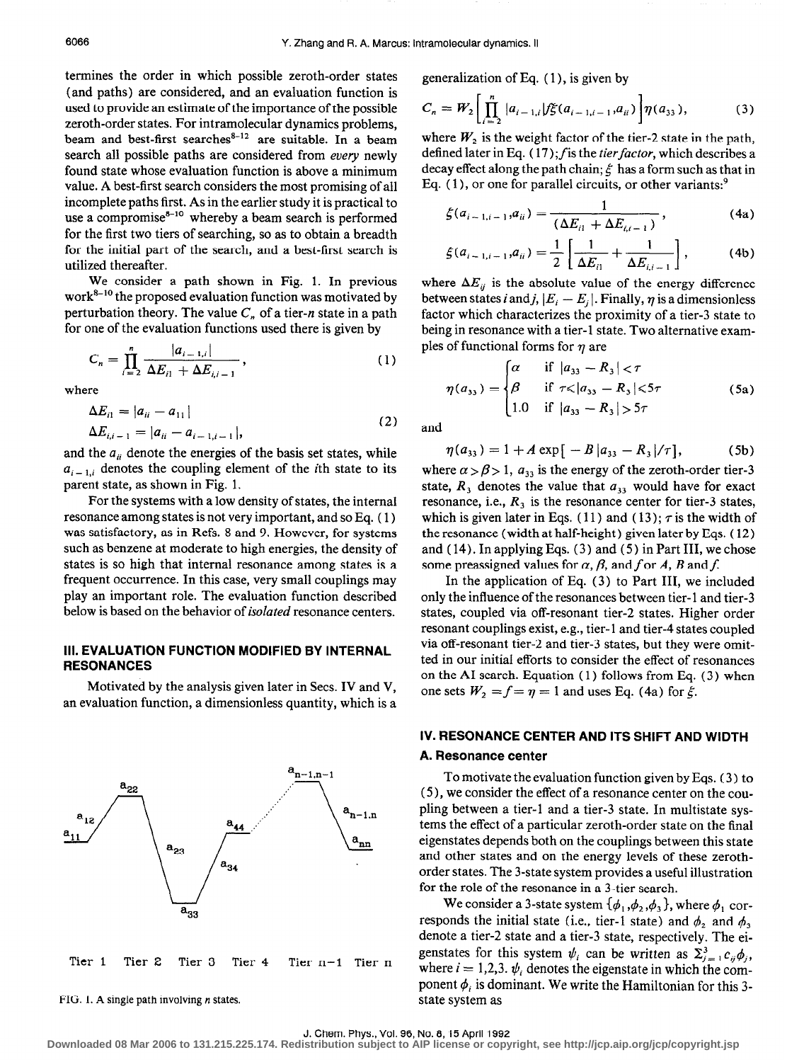termines the order in which possible zeroth-order states (and paths) are considered, and an evaluation function is used to provide an estimate of the importance of the possible zeroth-order states. For intramolecular dynamics problems, beam and best-first searches[8-12] are suitable. In a beam search all possible paths are considered from *every* newly found state whose evaluation function is above a minimum value. A best-first search considers the most promising of all incomplete paths first. As in the earlier study it is practical to use a compromise[8-10] whereby a beam search is performed for the first two tiers of searching, so as to obtain a breadth for the initial part of the search, and a best-first search is utilized thereafter.

We consider a path shown in Fig. 1. In previous work[8-10] the proposed evaluation function was motivated by perturbation theory. The value $C_n$ of a tier-$n$ state in a path for one of the evaluation functions used there is given by

$$C_n = \prod_{i=2}^{n} \frac{|a_{i-1,i}|}{\Delta E_{i1} + \Delta E_{i,i-1}}, \tag{1}$$

where

$$\Delta E_{i1} = |a_{ii} - a_{11}|$$
$$\Delta E_{i,i-1} = |a_{ii} - a_{i-1,i-1}|, \tag{2}$$

and the $a_{ii}$ denote the energies of the basis set states, while $a_{i-1,i}$ denotes the coupling element of the $i$th state to its parent state, as shown in Fig. 1.

For the systems with a low density of states, the internal resonance among states is not very important, and so Eq. (1) was satisfactory, as in Refs. 8 and 9. However, for systems such as benzene at moderate to high energies, the density of states is so high that internal resonance among states is a frequent occurrence. In this case, very small couplings may play an important role. The evaluation function described below is based on the behavior of *isolated* resonance centers.

## III. EVALUATION FUNCTION MODIFIED BY INTERNAL RESONANCES

Motivated by the analysis given later in Secs. IV and V, an evaluation function, a dimensionless quantity, which is a generalization of Eq. (1), is given by

$$C_n = W_2 \left[ \prod_{i=2}^{n} |a_{i-1,i}| f \xi(a_{i-1,i-1}, a_{ii}) \right] \eta(a_{33}), \tag{3}$$

where $W_2$ is the weight factor of the tier-2 state in the path, defined later in Eq. (17); $f$ is the *tier factor*, which describes a decay effect along the path chain; $\xi$ has a form such as that in Eq. (1), or one for parallel circuits, or other variants:[9]

$$\xi(a_{i-1,i-1}, a_{ii}) = \frac{1}{(\Delta E_{i1} + \Delta E_{i,i-1})}, \tag{4a}$$

$$\xi(a_{i-1,i-1}, a_{ii}) = \frac{1}{2}\left[\frac{1}{\Delta E_{i1}} + \frac{1}{\Delta E_{i,i-1}}\right], \tag{4b}$$

where $\Delta E_{ij}$ is the absolute value of the energy difference between states $i$ and $j$, $|E_i - E_j|$. Finally, $\eta$ is a dimensionless factor which characterizes the proximity of a tier-3 state to being in resonance with a tier-1 state. Two alternative examples of functional forms for $\eta$ are

$$\eta(a_{33}) = \begin{cases} \alpha & \text{if } |a_{33} - R_3| < \tau \\ \beta & \text{if } \tau < |a_{33} - R_3| < 5\tau \\ 1.0 & \text{if } |a_{33} - R_3| > 5\tau \end{cases} \tag{5a}$$

and

$$\eta(a_{33}) = 1 + A \exp[-B|a_{33} - R_3|/\tau], \tag{5b}$$

where $\alpha > \beta > 1$, $a_{33}$ is the energy of the zeroth-order tier-3 state, $R_3$ denotes the value that $a_{33}$ would have for exact resonance, i.e., $R_3$ is the resonance center for tier-3 states, which is given later in Eqs. (11) and (13); $\tau$ is the width of the resonance (width at half-height) given later by Eqs. (12) and (14). In applying Eqs. (3) and (5) in Part III, we chose some preassigned values for $\alpha$, $\beta$, and $f$ or $A$, $B$ and $f$.

In the application of Eq. (3) to Part III, we included only the influence of the resonances between tier-1 and tier-3 states, coupled via off-resonant tier-2 states. Higher order resonant couplings exist, e.g., tier-1 and tier-4 states coupled via off-resonant tier-2 and tier-3 states, but they were omitted in our initial efforts to consider the effect of resonances on the AI search. Equation (1) follows from Eq. (3) when one sets $W_2 = f = \eta = 1$ and uses Eq. (4a) for $\xi$.

FIG. 1. A single path involving $n$ states.

## IV. RESONANCE CENTER AND ITS SHIFT AND WIDTH

### A. Resonance center

To motivate the evaluation function given by Eqs. (3) to (5), we consider the effect of a resonance center on the coupling between a tier-1 and a tier-3 state. In multistate systems the effect of a particular zeroth-order state on the final eigenstates depends both on the couplings between this state and other states and on the energy levels of these zeroth-order states. The 3-state system provides a useful illustration for the role of the resonance in a 3-tier search.

We consider a 3-state system $\{\phi_1, \phi_2, \phi_3\}$, where $\phi_1$ corresponds the initial state (i.e., tier-1 state) and $\phi_2$ and $\phi_3$ denote a tier-2 state and a tier-3 state, respectively. The eigenstates for this system $\psi_i$ can be written as $\Sigma_{j=1}^{3} c_{ij}\phi_j$, where $i = 1,2,3$. $\psi_i$ denotes the eigenstate in which the component $\phi_i$ is dominant. We write the Hamiltonian for this 3-state system as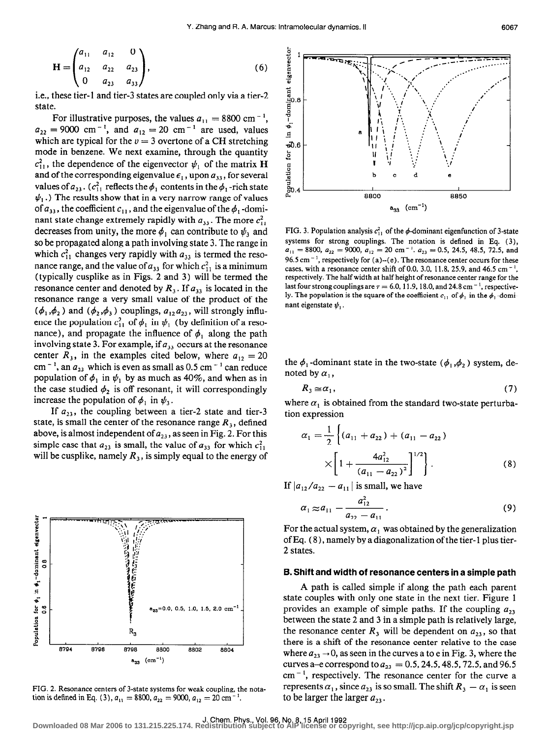$$
\mathbf{H}=\begin{pmatrix} a_{11} & a_{12} & 0 \\ a_{12} & a_{22} & a_{23} \\ 0 & a_{23} & a_{33} \end{pmatrix}, \tag{6}
$$

i.e., these tier-1 and tier-3 states are coupled only via a tier-2 state.

For illustrative purposes, the values $a_{11} = 8800\ \text{cm}^{-1}$, $a_{22} = 9000\ \text{cm}^{-1}$, and $a_{12} = 20\ \text{cm}^{-1}$ are used, values which are typical for the $v = 3$ overtone of a CH stretching mode in benzene. We next examine, through the quantity $c_{11}^2$, the dependence of the eigenvector $\psi_1$ of the matrix **H** and of the corresponding eigenvalue $\epsilon_1$, upon $a_{33}$, for several values of $a_{23}$. ($c_{11}^2$ reflects the $\phi_1$ contents in the $\phi_1$-rich state $\psi_1$.) The results show that in a very narrow range of values of $a_{33}$, the coefficient $c_{11}$, and the eigenvalue of the $\phi_1$-dominant state change extremely rapidly with $a_{33}$. The more $c_{11}^2$ decreases from unity, the more $\phi_1$ can contribute to $\psi_3$ and so be propagated along a path involving state 3. The range in which $c_{11}^2$ changes very rapidly with $a_{33}$ is termed the resonance range, and the value of $a_{33}$ for which $c_{11}^2$ is a minimum (typically cusplike as in Figs. 2 and 3) will be termed the resonance center and denoted by $R_3$. If $a_{33}$ is located in the resonance range a very small value of the product of the $(\phi_1,\phi_2)$ and $(\phi_2,\phi_3)$ couplings, $a_{12}a_{23}$, will strongly influence the population $c_{11}^2$ of $\phi_1$ in $\psi_1$ (by definition of a resonance), and propagate the influence of $\phi_1$ along the path involving state 3. For example, if $a_{33}$ occurs at the resonance center $R_3$, in the examples cited below, where $a_{12} = 20\ \text{cm}^{-1}$, an $a_{23}$ which is even as small as $0.5\ \text{cm}^{-1}$ can reduce population of $\phi_1$ in $\psi_1$ by as much as 40%, and when as in the case studied $\phi_2$ is off resonant, it will correspondingly increase the population of $\phi_1$ in $\psi_3$.

If $a_{23}$, the coupling between a tier-2 state and tier-3 state, is small the center of the resonance range $R_3$, defined above, is almost independent of $a_{23}$, as seen in Fig. 2. For this simple case that $a_{23}$ is small, the value of $a_{33}$ for which $c_{11}^2$ will be cusplike, namely $R_3$, is simply equal to the energy of the $\phi_1$-dominant state in the two-state $(\phi_1,\phi_2)$ system, denoted by $\alpha_1$,

$$
R_3 \cong \alpha_1, \tag{7}
$$

where $\alpha_1$ is obtained from the standard two-state perturbation expression

$$
\alpha_1 = \frac{1}{2}\left\{(a_{11}+a_{22}) + (a_{11}-a_{22})\left[1+\frac{4a_{12}^2}{(a_{11}-a_{22})^2}\right]^{1/2}\right\}. \tag{8}
$$

If $|a_{12}/a_{22} - a_{11}|$ is small, we have

$$
\alpha_1 \approx a_{11} - \frac{a_{12}^2}{a_{22}-a_{11}}. \tag{9}
$$

For the actual system, $\alpha_1$ was obtained by the generalization of Eq. (8), namely by a diagonalization of the tier-1 plus tier-2 states.

FIG. 2. Resonance centers of 3-state systems for weak coupling, the notation is defined in Eq. (3), $a_{11} = 8800$, $a_{22} = 9000$, $a_{12} = 20\ \text{cm}^{-1}$.

FIG. 3. Population analysis $c_{11}^2$ of the $\phi$-dominant eigenfunction of 3-state systems for strong couplings. The notation is defined in Eq. (3), $a_{11} = 8800$, $a_{22} = 9000$, $a_{12} = 20\ \text{cm}^{-1}$. $a_{23} = 0.5$, 24.5, 48.5, 72.5, and 96.5 cm$^{-1}$, respectively for (a)–(e). The resonance center occurs for these cases, with a resonance center shift of 0.0, 3.0, 11.8, 25.9, and 46.5 cm$^{-1}$, respectively. The half width at half height of resonance center range for the last four strong couplings are $\tau = 6.0$, 11.9, 18.0, and 24.8 cm$^{-1}$, respectively. The population is the square of the coefficient $c_{11}$ of $\phi_1$ in the $\phi_1$-dominant eigenstate $\psi_1$.

### B. Shift and width of resonance centers in a simple path

A path is called simple if along the path each parent state couples with only one state in the next tier. Figure 1 provides an example of simple paths. If the coupling $a_{23}$ between the state 2 and 3 in a simple path is relatively large, the resonance center $R_3$ will be dependent on $a_{23}$, so that there is a shift of the resonance center relative to the case where $a_{23} \to 0$, as seen in the curves a to e in Fig. 3, where the curves a–e correspond to $a_{23} = 0.5$, 24.5, 48.5, 72.5, and 96.5 cm$^{-1}$, respectively. The resonance center for the curve a represents $\alpha_1$, since $a_{23}$ is so small. The shift $R_3 - \alpha_1$ is seen to be larger the larger $a_{23}$.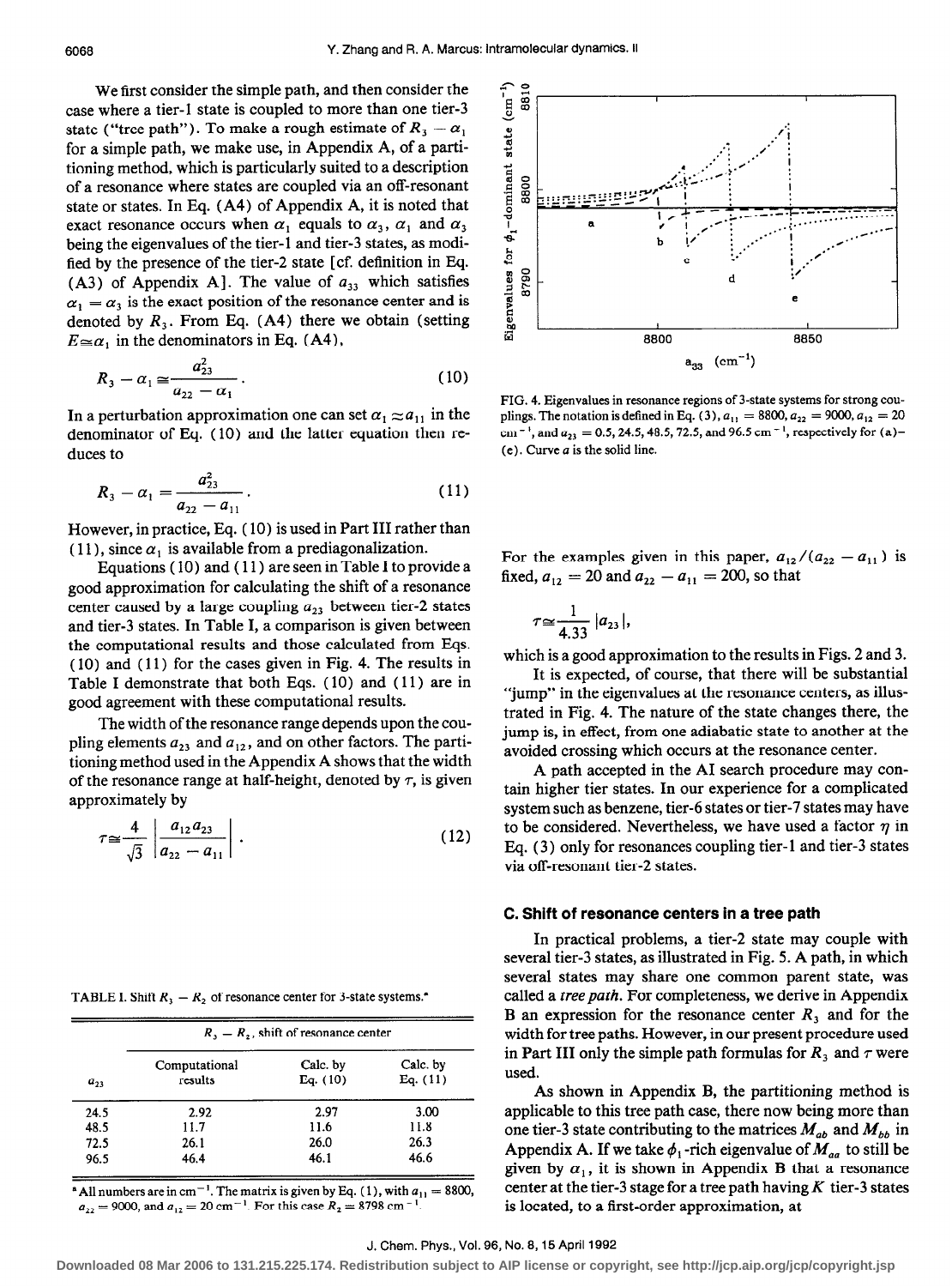We first consider the simple path, and then consider the case where a tier-1 state is coupled to more than one tier-3 state ("tree path"). To make a rough estimate of $R_3 - \alpha_1$ for a simple path, we make use, in Appendix A, of a partitioning method, which is particularly suited to a description of a resonance where states are coupled via an off-resonant state or states. In Eq. (A4) of Appendix A, it is noted that exact resonance occurs when $\alpha_1$ equals to $\alpha_3$, $\alpha_1$ and $\alpha_3$ being the eigenvalues of the tier-1 and tier-3 states, as modified by the presence of the tier-2 state [cf. definition in Eq. (A3) of Appendix A]. The value of $a_{33}$ which satisfies $\alpha_1 = \alpha_3$ is the exact position of the resonance center and is denoted by $R_3$. From Eq. (A4) there we obtain (setting $E \cong \alpha_1$ in the denominators in Eq. (A4),

$$R_3 - \alpha_1 \cong \frac{a_{23}^2}{a_{22} - \alpha_1}. \tag{10}$$

In a perturbation approximation one can set $\alpha_1 \approx a_{11}$ in the denominator of Eq. (10) and the latter equation then reduces to

$$R_3 - \alpha_1 = \frac{a_{23}^2}{a_{22} - a_{11}}. \tag{11}$$

However, in practice, Eq. (10) is used in Part III rather than (11), since $\alpha_1$ is available from a prediagonalization.

Equations (10) and (11) are seen in Table I to provide a good approximation for calculating the shift of a resonance center caused by a large coupling $a_{23}$ between tier-2 states and tier-3 states. In Table I, a comparison is given between the computational results and those calculated from Eqs. (10) and (11) for the cases given in Fig. 4. The results in Table I demonstrate that both Eqs. (10) and (11) are in good agreement with these computational results.

The width of the resonance range depends upon the coupling elements $a_{23}$ and $a_{12}$, and on other factors. The partitioning method used in the Appendix A shows that the width of the resonance range at half-height, denoted by $\tau$, is given approximately by

$$\tau \cong \frac{4}{\sqrt{3}} \left| \frac{a_{12} a_{23}}{a_{22} - a_{11}} \right|. \tag{12}$$

TABLE I. Shift $R_3 - R_2$ of resonance center for 3-state systems.[a]

| $a_{23}$ | $R_3 - R_2$, shift of resonance center | | |
|---|---|---|---|
| | Computational results | Calc. by Eq. (10) | Calc. by Eq. (11) |
| 24.5 | 2.92 | 2.97 | 3.00 |
| 48.5 | 11.7 | 11.6 | 11.8 |
| 72.5 | 26.1 | 26.0 | 26.3 |
| 96.5 | 46.4 | 46.1 | 46.6 |

[a] All numbers are in cm$^{-1}$. The matrix is given by Eq. (1), with $a_{11} = 8800$, $a_{22} = 9000$, and $a_{12} = 20$ cm$^{-1}$. For this case $R_2 = 8798$ cm$^{-1}$.

FIG. 4. Eigenvalues in resonance regions of 3-state systems for strong couplings. The notation is defined in Eq. (3), $a_{11} = 8800$, $a_{22} = 9000$, $a_{12} = 20$ cm$^{-1}$, and $a_{23} = 0.5$, 24.5, 48.5, 72.5, and 96.5 cm$^{-1}$, respectively for (a)–(e). Curve *a* is the solid line.

For the examples given in this paper, $a_{12}/(a_{22} - a_{11})$ is fixed, $a_{12} = 20$ and $a_{22} - a_{11} = 200$, so that

$$\tau \cong \frac{1}{4.33} |a_{23}|,$$

which is a good approximation to the results in Figs. 2 and 3.

It is expected, of course, that there will be substantial "jump" in the eigenvalues at the resonance centers, as illustrated in Fig. 4. The nature of the state changes there, the jump is, in effect, from one adiabatic state to another at the avoided crossing which occurs at the resonance center.

A path accepted in the AI search procedure may contain higher tier states. In our experience for a complicated system such as benzene, tier-6 states or tier-7 states may have to be considered. Nevertheless, we have used a factor $\eta$ in Eq. (3) only for resonances coupling tier-1 and tier-3 states via off-resonant tier-2 states.

### C. Shift of resonance centers in a tree path

In practical problems, a tier-2 state may couple with several tier-3 states, as illustrated in Fig. 5. A path, in which several states may share one common parent state, was called a *tree path*. For completeness, we derive in Appendix B an expression for the resonance center $R_3$ and for the width for tree paths. However, in our present procedure used in Part III only the simple path formulas for $R_3$ and $\tau$ were used.

As shown in Appendix B, the partitioning method is applicable to this tree path case, there now being more than one tier-3 state contributing to the matrices $M_{ab}$ and $M_{bb}$ in Appendix A. If we take $\phi_1$-rich eigenvalue of $M_{aa}$ to still be given by $\alpha_1$, it is shown in Appendix B that a resonance center at the tier-3 stage for a tree path having $K$ tier-3 states is located, to a first-order approximation, at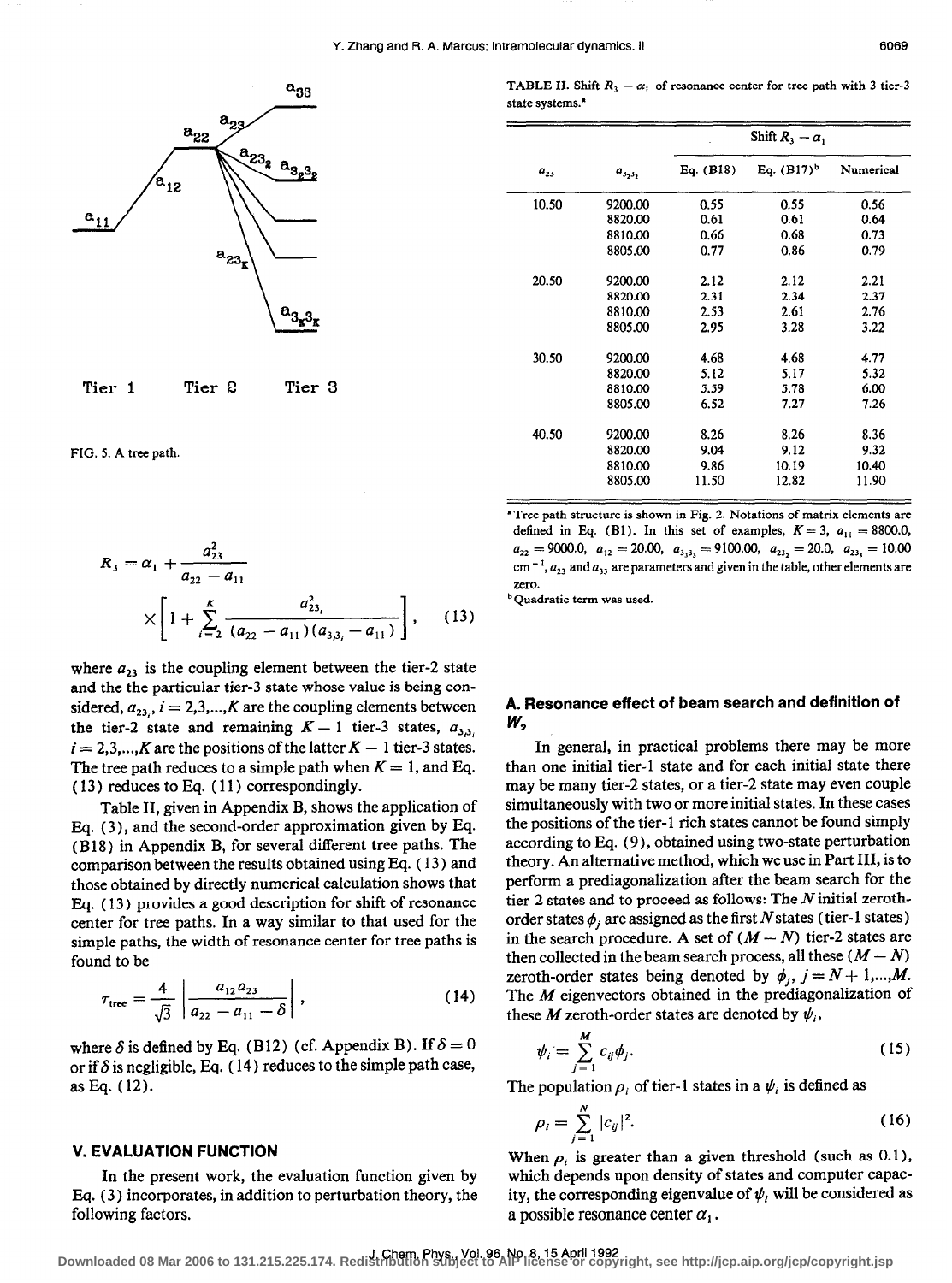FIG. 5. A tree path.

$$R_3 = \alpha_1 + \frac{a_{23}^2}{a_{22} - a_{11}} \times \left[ 1 + \sum_{i=2}^{K} \frac{a_{23_i}^2}{(a_{22} - a_{11})(a_{3_i3_i} - a_{11})} \right], \quad (13)$$

where $a_{23}$ is the coupling element between the tier-2 state and the the particular tier-3 state whose value is being considered, $a_{23_i}$, $i = 2,3,...,K$ are the coupling elements between the tier-2 state and remaining $K-1$ tier-3 states, $a_{3_i3_i}$, $i = 2,3,...,K$ are the positions of the latter $K-1$ tier-3 states. The tree path reduces to a simple path when $K = 1$, and Eq. (13) reduces to Eq. (11) correspondingly.

Table II, given in Appendix B, shows the application of Eq. (3), and the second-order approximation given by Eq. (B18) in Appendix B, for several different tree paths. The comparison between the results obtained using Eq. (13) and those obtained by directly numerical calculation shows that Eq. (13) provides a good description for shift of resonance center for tree paths. In a way similar to that used for the simple paths, the width of resonance center for tree paths is found to be

$$\tau_{\text{tree}} = \frac{4}{\sqrt{3}} \left| \frac{a_{12} a_{23}}{a_{22} - a_{11} - \delta} \right|, \quad (14)$$

where $\delta$ is defined by Eq. (B12) (cf. Appendix B). If $\delta = 0$ or if $\delta$ is negligible, Eq. (14) reduces to the simple path case, as Eq. (12).

## V. EVALUATION FUNCTION

In the present work, the evaluation function given by Eq. (3) incorporates, in addition to perturbation theory, the following factors.

TABLE II. Shift $R_3 - \alpha_1$ of resonance center for tree path with 3 tier-3 state systems.[a]

| $a_{23}$ | $a_{3_23_2}$ | Shift $R_3 - \alpha_1$ Eq. (B18) | Eq. (B17)[b] | Numerical |
|---|---|---|---|---|
| 10.50 | 9200.00 | 0.55 | 0.55 | 0.56 |
| | 8820.00 | 0.61 | 0.61 | 0.64 |
| | 8810.00 | 0.66 | 0.68 | 0.73 |
| | 8805.00 | 0.77 | 0.86 | 0.79 |
| 20.50 | 9200.00 | 2.12 | 2.12 | 2.21 |
| | 8820.00 | 2.31 | 2.34 | 2.37 |
| | 8810.00 | 2.53 | 2.61 | 2.76 |
| | 8805.00 | 2.95 | 3.28 | 3.22 |
| 30.50 | 9200.00 | 4.68 | 4.68 | 4.77 |
| | 8820.00 | 5.12 | 5.17 | 5.32 |
| | 8810.00 | 5.59 | 5.78 | 6.00 |
| | 8805.00 | 6.52 | 7.27 | 7.26 |
| 40.50 | 9200.00 | 8.26 | 8.26 | 8.36 |
| | 8820.00 | 9.04 | 9.12 | 9.32 |
| | 8810.00 | 9.86 | 10.19 | 10.40 |
| | 8805.00 | 11.50 | 12.82 | 11.90 |

[a] Tree path structure is shown in Fig. 2. Notations of matrix elements are defined in Eq. (B1). In this set of examples, $K = 3$, $a_{11} = 8800.0$, $a_{22} = 9000.0$, $a_{12} = 20.00$, $a_{3_33_3} = 9100.00$, $a_{23_2} = 20.0$, $a_{23_3} = 10.00$ $\text{cm}^{-1}$, $a_{23}$ and $a_{33}$ are parameters and given in the table, other elements are zero.

[b] Quadratic term was used.

### A. Resonance effect of beam search and definition of $W_2$

In general, in practical problems there may be more than one initial tier-1 state and for each initial state there may be many tier-2 states, or a tier-2 state may even couple simultaneously with two or more initial states. In these cases the positions of the tier-1 rich states cannot be found simply according to Eq. (9), obtained using two-state perturbation theory. An alternative method, which we use in Part III, is to perform a prediagonalization after the beam search for the tier-2 states and to proceed as follows: The $N$ initial zeroth-order states $\phi_j$ are assigned as the first $N$ states (tier-1 states) in the search procedure. A set of $(M-N)$ tier-2 states are then collected in the beam search process, all these $(M-N)$ zeroth-order states being denoted by $\phi_j$, $j = N+1,...,M$. The $M$ eigenvectors obtained in the prediagonalization of these $M$ zeroth-order states are denoted by $\psi_i$,

$$\psi_i = \sum_{j=1}^{M} c_{ij} \phi_j. \quad (15)$$

The population $\rho_i$ of tier-1 states in a $\psi_i$ is defined as

$$\rho_i = \sum_{j=1}^{N} |c_{ij}|^2. \quad (16)$$

When $\rho_i$ is greater than a given threshold (such as 0.1), which depends upon density of states and computer capacity, the corresponding eigenvalue of $\psi_i$ will be considered as a possible resonance center $\alpha_1$.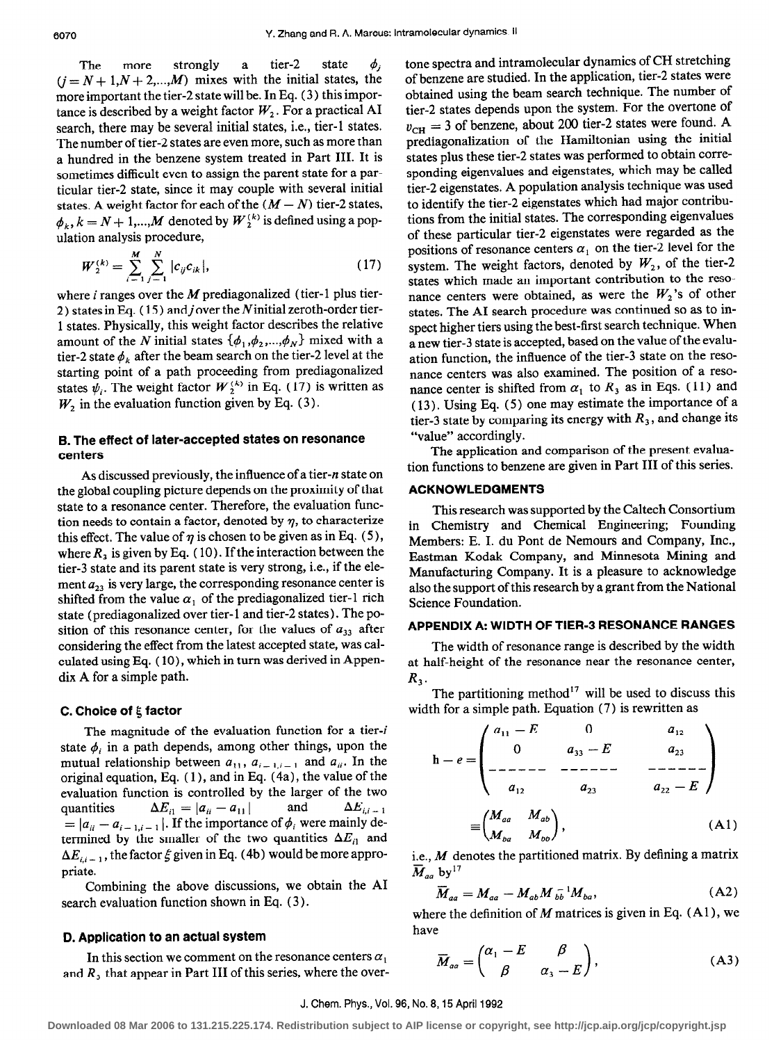The more strongly a tier-2 state $\phi_j$ ($j = N+1, N+2,...,M$) mixes with the initial states, the more important the tier-2 state will be. In Eq. (3) this importance is described by a weight factor $W_2$. For a practical AI search, there may be several initial states, i.e., tier-1 states. The number of tier-2 states are even more, such as more than a hundred in the benzene system treated in Part III. It is sometimes difficult even to assign the parent state for a particular tier-2 state, since it may couple with several initial states. A weight factor for each of the $(M-N)$ tier-2 states, $\phi_k$, $k = N+1,...,M$ denoted by $W_2^{(k)}$ is defined using a population analysis procedure,

$$W_2^{(k)} = \sum_{i=1}^{M} \sum_{j=1}^{N} |c_{ij} c_{ik}|, \tag{17}$$

where $i$ ranges over the $M$ prediagonalized (tier-1 plus tier-2) states in Eq. (15) and $j$ over the $N$ initial zeroth-order tier-1 states. Physically, this weight factor describes the relative amount of the $N$ initial states $\{\phi_1, \phi_2,...,\phi_N\}$ mixed with a tier-2 state $\phi_k$ after the beam search on the tier-2 level at the starting point of a path proceeding from prediagonalized states $\psi_i$. The weight factor $W_2^{(k)}$ in Eq. (17) is written as $W_2$ in the evaluation function given by Eq. (3).

## B. The effect of later-accepted states on resonance centers

As discussed previously, the influence of a tier-$n$ state on the global coupling picture depends on the proximity of that state to a resonance center. Therefore, the evaluation function needs to contain a factor, denoted by $\eta$, to characterize this effect. The value of $\eta$ is chosen to be given as in Eq. (5), where $R_3$ is given by Eq. (10). If the interaction between the tier-3 state and its parent state is very strong, i.e., if the element $a_{23}$ is very large, the corresponding resonance center is shifted from the value $\alpha_1$ of the prediagonalized tier-1 rich state (prediagonalized over tier-1 and tier-2 states). The position of this resonance center, for the values of $a_{33}$ after considering the effect from the latest accepted state, was calculated using Eq. (10), which in turn was derived in Appendix A for a simple path.

## C. Choice of $\xi$ factor

The magnitude of the evaluation function for a tier-$i$ state $\phi_i$ in a path depends, among other things, upon the mutual relationship between $a_{11}$, $a_{i-1,i-1}$ and $a_{ii}$. In the original equation, Eq. (1), and in Eq. (4a), the value of the evaluation function is controlled by the larger of the two quantities $\Delta E_{i1} = |a_{ii} - a_{11}|$ and $\Delta E_{i,i-1} = |a_{ii} - a_{i-1,i-1}|$. If the importance of $\phi_i$ were mainly determined by the smaller of the two quantities $\Delta E_{i1}$ and $\Delta E_{i,i-1}$, the factor $\xi$ given in Eq. (4b) would be more appropriate.

Combining the above discussions, we obtain the AI search evaluation function shown in Eq. (3).

## D. Application to an actual system

In this section we comment on the resonance centers $\alpha_1$ and $R_3$ that appear in Part III of this series, where the overtone spectra and intramolecular dynamics of CH stretching of benzene are studied. In the application, tier-2 states were obtained using the beam search technique. The number of tier-2 states depends upon the system. For the overtone of $v_{\rm CH} = 3$ of benzene, about 200 tier-2 states were found. A prediagonalization of the Hamiltonian using the initial states plus these tier-2 states was performed to obtain corresponding eigenvalues and eigenstates, which may be called tier-2 eigenstates. A population analysis technique was used to identify the tier-2 eigenstates which had major contributions from the initial states. The corresponding eigenvalues of these particular tier-2 eigenstates were regarded as the positions of resonance centers $\alpha_1$ on the tier-2 level for the system. The weight factors, denoted by $W_2$, of the tier-2 states which made an important contribution to the resonance centers were obtained, as were the $W_2$'s of other states. The AI search procedure was continued so as to inspect higher tiers using the best-first search technique. When a new tier-3 state is accepted, based on the value of the evaluation function, the influence of the tier-3 state on the resonance centers was also examined. The position of a resonance center is shifted from $\alpha_1$ to $R_3$ as in Eqs. (11) and (13). Using Eq. (5) one may estimate the importance of a tier-3 state by comparing its energy with $R_3$, and change its "value" accordingly.

The application and comparison of the present evaluation functions to benzene are given in Part III of this series.

## ACKNOWLEDGMENTS

This research was supported by the Caltech Consortium in Chemistry and Chemical Engineering; Founding Members: E. I. du Pont de Nemours and Company, Inc., Eastman Kodak Company, and Minnesota Mining and Manufacturing Company. It is a pleasure to acknowledge also the support of this research by a grant from the National Science Foundation.

## APPENDIX A: WIDTH OF TIER-3 RESONANCE RANGES

The width of resonance range is described by the width at half-height of the resonance near the resonance center, $R_3$.

The partitioning method[17] will be used to discuss this width for a simple path. Equation (7) is rewritten as

$$\mathbf{h} - e = \begin{pmatrix} a_{11} - E & 0 & a_{12} \\ 0 & a_{33} - E & a_{23} \\ \hline a_{12} & a_{23} & a_{22} - E \end{pmatrix} \equiv \begin{pmatrix} M_{aa} & M_{ab} \\ M_{ba} & M_{bb} \end{pmatrix}, \tag{A1}$$

i.e., $M$ denotes the partitioned matrix. By defining a matrix $\overline{M}_{aa}$ by[17]

$$\overline{M}_{aa} = M_{aa} - M_{ab} M_{bb}^{-1} M_{ba}, \tag{A2}$$

where the definition of $M$ matrices is given in Eq. (A1), we have

$$\overline{M}_{aa} = \begin{pmatrix} \alpha_1 - E & \beta \\ \beta & \alpha_3 - E \end{pmatrix}, \tag{A3}$$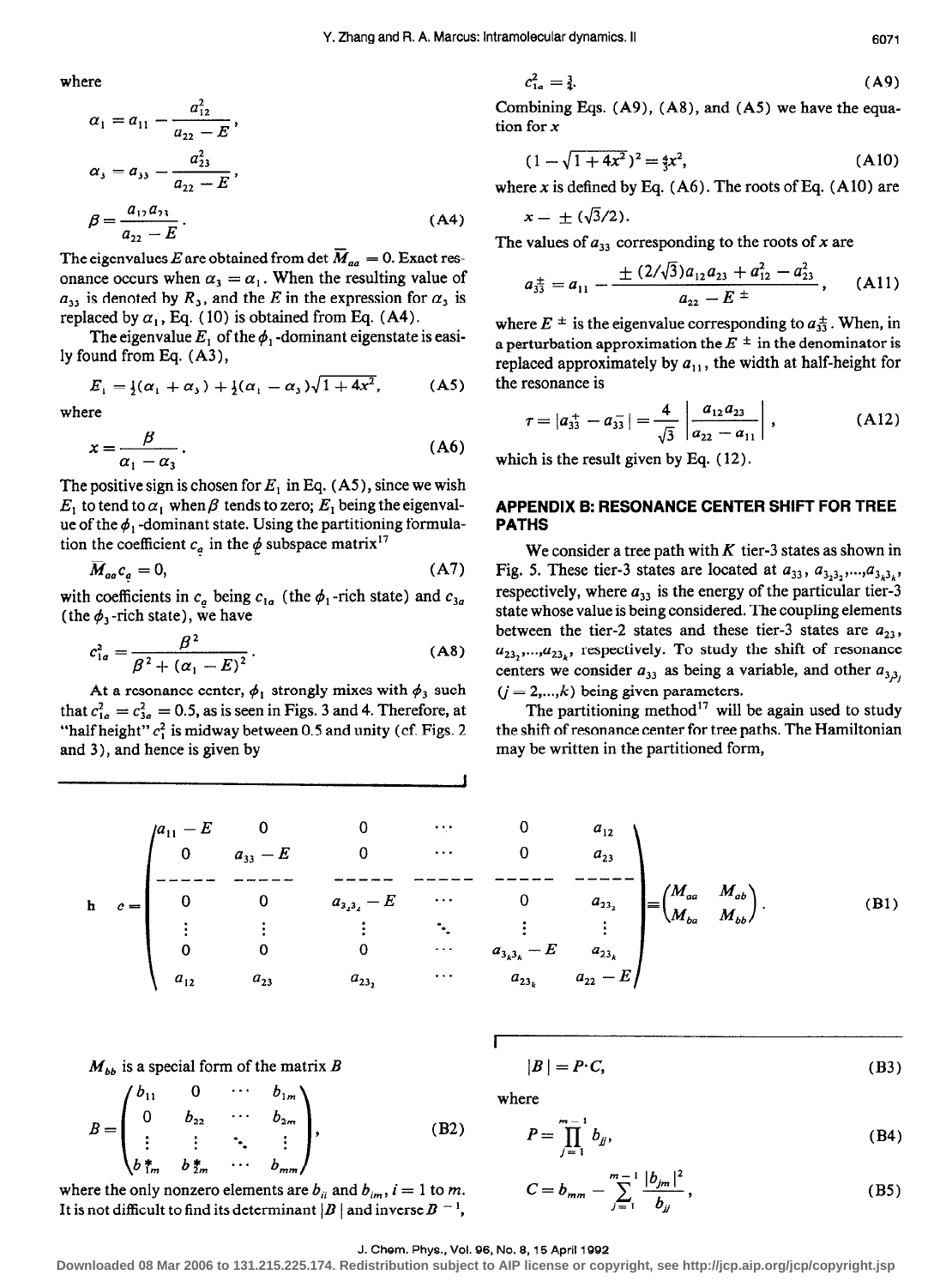where

$$\alpha_1 = a_{11} - \frac{a_{12}^2}{a_{22} - E},$$

$$\alpha_3 = a_{33} - \frac{a_{23}^2}{a_{22} - E},$$

$$\beta = \frac{a_{12}a_{23}}{a_{22} - E}. \tag{A4}$$

The eigenvalues $E$ are obtained from det $\overline{M}_{aa} = 0$. Exact resonance occurs when $\alpha_3 = \alpha_1$. When the resulting value of $a_{33}$ is denoted by $R_3$, and the $E$ in the expression for $\alpha_3$ is replaced by $\alpha_1$, Eq. (10) is obtained from Eq. (A4).

The eigenvalue $E_1$ of the $\phi_1$-dominant eigenstate is easily found from Eq. (A3),

$$E_1 = \tfrac{1}{2}(\alpha_1 + \alpha_3) + \tfrac{1}{2}(\alpha_1 - \alpha_3)\sqrt{1 + 4x^2}, \tag{A5}$$

where

$$x = \frac{\beta}{\alpha_1 - \alpha_3}. \tag{A6}$$

The positive sign is chosen for $E_1$ in Eq. (A5), since we wish $E_1$ to tend to $\alpha_1$ when $\beta$ tends to zero; $E_1$ being the eigenvalue of the $\phi_1$-dominant state. Using the partitioning formulation the coefficient $c_a$ in the $\phi$ subspace matrix[17]

$$\overline{M}_{aa} c_a = 0, \tag{A7}$$

with coefficients in $c_a$ being $c_{1a}$ (the $\phi_1$-rich state) and $c_{3a}$ (the $\phi_3$-rich state), we have

$$c_{1a}^2 = \frac{\beta^2}{\beta^2 + (\alpha_1 - E)^2}. \tag{A8}$$

At a resonance center, $\phi_1$ strongly mixes with $\phi_3$ such that $c_{1a}^2 = c_{3a}^2 = 0.5$, as is seen in Figs. 3 and 4. Therefore, at "half height" $c_1^2$ is midway between 0.5 and unity (cf. Figs. 2 and 3), and hence is given by

$$c_{1a}^2 = \tfrac{3}{4}. \tag{A9}$$

Combining Eqs. (A9), (A8), and (A5) we have the equation for $x$

$$(1 - \sqrt{1 + 4x^2})^2 = \tfrac{4}{3}x^2, \tag{A10}$$

where $x$ is defined by Eq. (A6). The roots of Eq. (A10) are

$$x = \pm(\sqrt{3}/2).$$

The values of $a_{33}$ corresponding to the roots of $x$ are

$$a_{33}^{\pm} = a_{11} - \frac{\pm(2/\sqrt{3})a_{12}a_{23} + a_{12}^2 - a_{23}^2}{a_{22} - E^{\pm}}, \tag{A11}$$

where $E^{\pm}$ is the eigenvalue corresponding to $a_{33}^{\pm}$. When, in a perturbation approximation the $E^{\pm}$ in the denominator is replaced approximately by $a_{11}$, the width at half-height for the resonance is

$$\tau = |a_{33}^{+} - a_{33}^{-}| = \frac{4}{\sqrt{3}}\left|\frac{a_{12}a_{23}}{a_{22} - a_{11}}\right|, \tag{A12}$$

which is the result given by Eq. (12).

## APPENDIX B: RESONANCE CENTER SHIFT FOR TREE PATHS

We consider a tree path with $K$ tier-3 states as shown in Fig. 5. These tier-3 states are located at $a_{33}, a_{3_23_2}, \ldots, a_{3_k3_k}$, respectively, where $a_{33}$ is the energy of the particular tier-3 state whose value is being considered. The coupling elements between the tier-2 states and these tier-3 states are $a_{23}$, $a_{23_2}, \ldots, a_{23_k}$, respectively. To study the shift of resonance centers we consider $a_{33}$ as being a variable, and other $a_{3_j3_j}$ ($j = 2, \ldots, k$) being given parameters.

The partitioning method[17] will be again used to study the shift of resonance center for tree paths. The Hamiltonian may be written in the partitioned form,

$$\mathbf{h} \quad c = \begin{pmatrix} a_{11} - E & 0 & 0 & \cdots & 0 & a_{12} \\ 0 & a_{33} - E & 0 & \cdots & 0 & a_{23} \\ \hline 0 & 0 & a_{3_23_2} - E & \cdots & 0 & a_{23_2} \\ \vdots & \vdots & \vdots & \ddots & \vdots & \vdots \\ 0 & 0 & 0 & \cdots & a_{3_k3_k} - E & a_{23_k} \\ a_{12} & a_{23} & a_{23_2} & \cdots & a_{23_k} & a_{22} - E \end{pmatrix} \equiv \begin{pmatrix} M_{aa} & M_{ab} \\ M_{ba} & M_{bb} \end{pmatrix}. \tag{B1}$$

$M_{bb}$ is a special form of the matrix $B$

$$B = \begin{pmatrix} b_{11} & 0 & \cdots & b_{1m} \\ 0 & b_{22} & \cdots & b_{2m} \\ \vdots & \vdots & \ddots & \vdots \\ b_{1m}^* & b_{2m}^* & \cdots & b_{mm} \end{pmatrix}, \tag{B2}$$

where the only nonzero elements are $b_{ii}$ and $b_{im}$, $i = 1$ to $m$. It is not difficult to find its determinant $|B|$ and inverse $B^{-1}$,

$$|B| = P \cdot C, \tag{B3}$$

where

$$P = \prod_{j=1}^{m-1} b_{jj}, \tag{B4}$$

$$C = b_{mm} - \sum_{j=1}^{m-1} \frac{|b_{jm}|^2}{b_{jj}}, \tag{B5}$$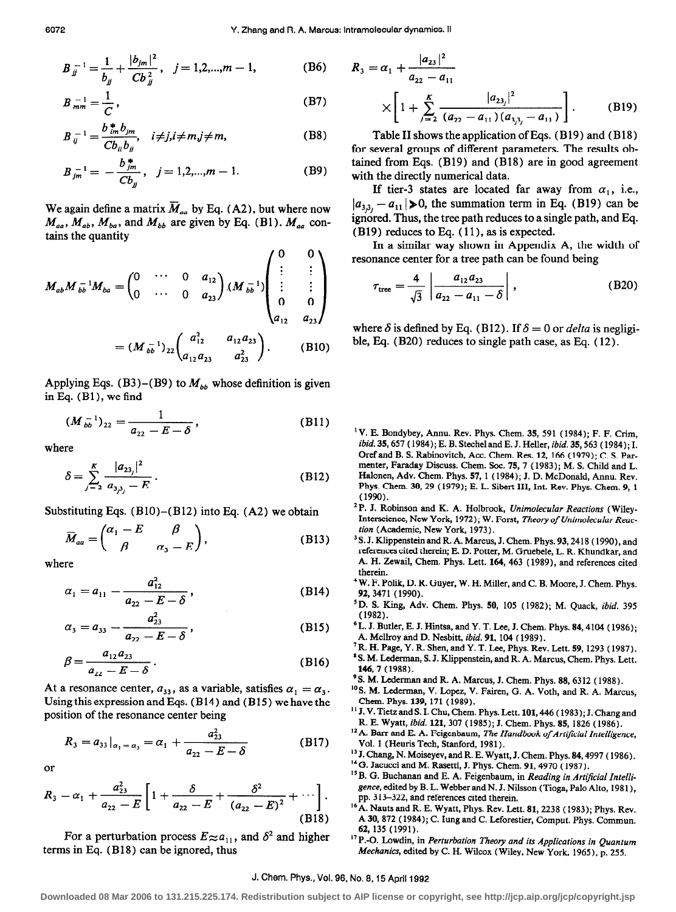$$B_{jj}^{-1} = \frac{1}{b_{jj}} + \frac{|b_{jm}|^2}{Cb_{jj}^2}, \quad j = 1,2,...,m-1, \tag{B6}$$

$$B_{mm}^{-1} = \frac{1}{C}, \tag{B7}$$

$$B_{ij}^{-1} = \frac{b_{im}^* b_{jm}}{Cb_{ii}b_{jj}}, \quad i \neq j, i \neq m, j \neq m, \tag{B8}$$

$$B_{jm}^{-1} = -\frac{b_{jm}^*}{Cb_{jj}}, \quad j = 1,2,...,m-1. \tag{B9}$$

We again define a matrix $\overline{M}_{aa}$ by Eq. (A2), but where now $M_{aa}$, $M_{ab}$, $M_{ba}$, and $M_{bb}$ are given by Eq. (B1). $M_{aa}$ contains the quantity

$$M_{ab}M_{bb}^{-1}M_{ba} = \begin{pmatrix} 0 & \cdots & 0 & a_{12} \\ 0 & \cdots & 0 & a_{23} \end{pmatrix} (M_{bb}^{-1}) \begin{pmatrix} 0 & 0 \\ \vdots & \vdots \\ \vdots & \vdots \\ 0 & 0 \\ a_{12} & a_{23} \end{pmatrix}$$

$$= (M_{bb}^{-1})_{22} \begin{pmatrix} a_{12}^2 & a_{12}a_{23} \\ a_{12}a_{23} & a_{23}^2 \end{pmatrix}. \tag{B10}$$

Applying Eqs. (B3)–(B9) to $M_{bb}$ whose definition is given in Eq. (B1), we find

$$(M_{bb}^{-1})_{22} = \frac{1}{a_{22} - E - \delta}, \tag{B11}$$

where

$$\delta = \sum_{j=2}^{K} \frac{|a_{23_j}|^2}{a_{3_j 3_j} - E}. \tag{B12}$$

Substituting Eqs. (B10)–(B12) into Eq. (A2) we obtain

$$\overline{M}_{aa} = \begin{pmatrix} \alpha_1 - E & \beta \\ \beta & \alpha_3 - E \end{pmatrix}, \tag{B13}$$

where

$$\alpha_1 = a_{11} - \frac{a_{12}^2}{a_{22} - E - \delta}, \tag{B14}$$

$$\alpha_3 = a_{33} - \frac{a_{23}^2}{a_{22} - E - \delta}, \tag{B15}$$

$$\beta = \frac{a_{12}a_{23}}{a_{22} - E - \delta}. \tag{B16}$$

At a resonance center, $a_{33}$, as a variable, satisfies $\alpha_1 = \alpha_3$. Using this expression and Eqs. (B14) and (B15) we have the position of the resonance center being

$$R_3 = a_{33}|_{\alpha_1 = \alpha_3} = \alpha_1 + \frac{a_{23}^2}{a_{22} - E - \delta} \tag{B17}$$

or

$$R_3 - \alpha_1 + \frac{a_{23}^2}{a_{22} - E}\left[1 + \frac{\delta}{a_{22} - E} + \frac{\delta^2}{(a_{22} - E)^2} + \cdots\right]. \tag{B18}$$

For a perturbation process $E \approx a_{11}$, and $\delta^2$ and higher terms in Eq. (B18) can be ignored, thus

$$R_3 = \alpha_1 + \frac{|a_{23}|^2}{a_{22} - a_{11}} \times \left[1 + \sum_{j=2}^{K} \frac{|a_{23_j}|^2}{(a_{22} - a_{11})(a_{3_j 3_j} - a_{11})}\right]. \tag{B19}$$

Table II shows the application of Eqs. (B19) and (B18) for several groups of different parameters. The results obtained from Eqs. (B19) and (B18) are in good agreement with the directly numerical data.

If tier-3 states are located far away from $\alpha_1$, i.e., $|a_{3_j 3_j} - a_{11}| \gg 0$, the summation term in Eq. (B19) can be ignored. Thus, the tree path reduces to a single path, and Eq. (B19) reduces to Eq. (11), as is expected.

In a similar way shown in Appendix A, the width of resonance center for a tree path can be found being

$$\tau_{\text{tree}} = \frac{4}{\sqrt{3}} \left| \frac{a_{12}a_{23}}{a_{22} - a_{11} - \delta} \right|, \tag{B20}$$

where $\delta$ is defined by Eq. (B12). If $\delta = 0$ or *delta* is negligible, Eq. (B20) reduces to single path case, as Eq. (12).

[1] V. E. Bondybey, Annu. Rev. Phys. Chem. **35**, 591 (1984); F. F. Crim, *ibid.* **35**, 657 (1984); E. B. Stechel and E. J. Heller, *ibid.* **35**, 563 (1984); I. Oref and B. S. Rabinovitch, Acc. Chem. Res. **12**, 166 (1979); C. S. Parmenter, Faraday Discuss. Chem. Soc. **75**, 7 (1983); M. S. Child and L. Halonen, Adv. Chem. Phys. **57**, 1 (1984); J. D. McDonald, Annu. Rev. Phys. Chem. **30**, 29 (1979); E. L. Sibert III, Int. Rev. Phys. Chem. **9**, 1 (1990).

[2] P. J. Robinson and K. A. Holbrook, *Unimolecular Reactions* (Wiley-Interscience, New York, 1972); W. Forst, *Theory of Unimolecular Reaction* (Academic, New York, 1973).

[3] S. J. Klippenstein and R. A. Marcus, J. Chem. Phys. **93**, 2418 (1990), and references cited therein; E. D. Potter, M. Gruebele, L. R. Khundkar, and A. H. Zewail, Chem. Phys. Lett. **164**, 463 (1989), and references cited therein.

[4] W. F. Polik, D. R. Guyer, W. H. Miller, and C. B. Moore, J. Chem. Phys. **92**, 3471 (1990).

[5] D. S. King, Adv. Chem. Phys. **50**, 105 (1982); M. Quack, *ibid.* 395 (1982).

[6] L. J. Butler, E. J. Hintsa, and Y. T. Lee, J. Chem. Phys. **84**, 4104 (1986); A. McIlroy and D. Nesbitt, *ibid.* **91**, 104 (1989).

[7] R. H. Page, Y. R. Shen, and Y. T. Lee, Phys. Rev. Lett. **59**, 1293 (1987).

[8] S. M. Lederman, S. J. Klippenstein, and R. A. Marcus, Chem. Phys. Lett. **146**, 7 (1988).

[9] S. M. Lederman and R. A. Marcus, J. Chem. Phys. **88**, 6312 (1988).

[10] S. M. Lederman, V. Lopez, V. Fairen, G. A. Voth, and R. A. Marcus, Chem. Phys. **139**, 171 (1989).

[11] J. V. Tietz and S. I. Chu, Chem. Phys. Lett. **101**, 446 (1983); J. Chang and R. E. Wyatt, *ibid.* **121**, 307 (1985); J. Chem. Phys. **85**, 1826 (1986).

[12] A. Barr and E. A. Feigenbaum, *The Handbook of Artificial Intelligence*, Vol. 1 (Heuris Tech, Stanford, 1981).

[13] J. Chang, N. Moiseyev, and R. E. Wyatt, J. Chem. Phys. **84**, 4997 (1986).

[14] G. Jacucci and M. Rasetti, J. Phys. Chem. **91**, 4970 (1987).

[15] B. G. Buchanan and E. A. Feigenbaum, in *Reading in Artificial Intelligence*, edited by B. L. Webber and N. J. Nilsson (Tioga, Palo Alto, 1981), pp. 313–322, and references cited therein.

[16] A. Nauts and R. E. Wyatt, Phys. Rev. Lett. **81**, 2238 (1983); Phys. Rev. A **30**, 872 (1984); C. Iung and C. Leforestier, Comput. Phys. Commun. **62**, 135 (1991).

[17] P.-O. Lowdin, in *Perturbation Theory and its Applications in Quantum Mechanics*, edited by C. H. Wilcox (Wiley, New York, 1965), p. 255.